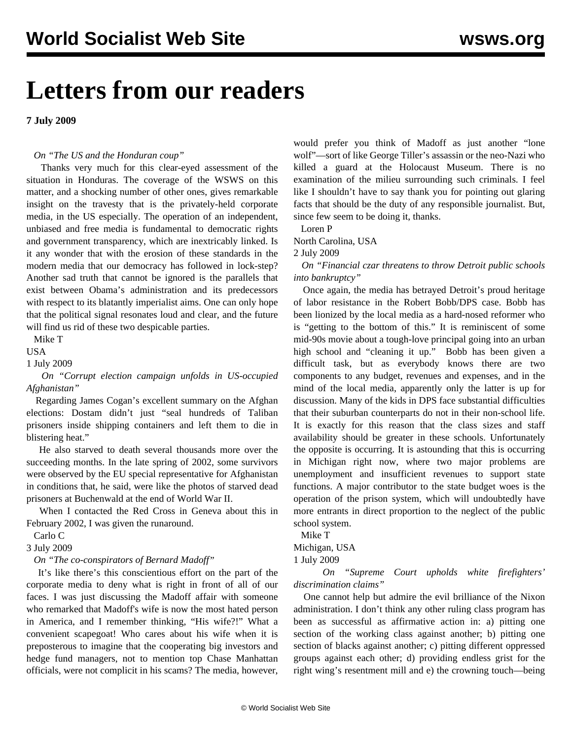# Letters from our readers

**7 July 2009**

*On "The US and the Honduran coup"*

Thanks very much for this clear-eyed assessment of the situation in Honduras. The coverage of the WSWS on this matter, and a shocking number of other ones, gives remarkable insight on the travesty that is the privately-held corporate media, in the US especially. The operation of an independent, unbiased and free media is fundamental to democratic rights and government transparency, which are inextricably linked. Is it any wonder that with the erosion of these standards in the modern media that our democracy has followed in lock-step? Another sad truth that cannot be ignored is the parallels that exist between Obama's administration and its predecessors with respect to its blatantly imperialist aims. One can only hope that the political signal resonates loud and clear, and the future will find us rid of these two despicable parties.

Mike T
USA
1 July 2009

*On "Corrupt election campaign unfolds in US-occupied Afghanistan"*

Regarding James Cogan's excellent summary on the Afghan elections: Dostam didn't just "seal hundreds of Taliban prisoners inside shipping containers and left them to die in blistering heat."

He also starved to death several thousands more over the succeeding months. In the late spring of 2002, some survivors were observed by the EU special representative for Afghanistan in conditions that, he said, were like the photos of starved dead prisoners at Buchenwald at the end of World War II.

When I contacted the Red Cross in Geneva about this in February 2002, I was given the runaround.

Carlo C
3 July 2009

*On "The co-conspirators of Bernard Madoff"*

It's like there's this conscientious effort on the part of the corporate media to deny what is right in front of all of our faces. I was just discussing the Madoff affair with someone who remarked that Madoff's wife is now the most hated person in America, and I remember thinking, "His wife?!" What a convenient scapegoat! Who cares about his wife when it is preposterous to imagine that the cooperating big investors and hedge fund managers, not to mention top Chase Manhattan officials, were not complicit in his scams? The media, however, would prefer you think of Madoff as just another "lone wolf"—sort of like George Tiller's assassin or the neo-Nazi who killed a guard at the Holocaust Museum. There is no examination of the milieu surrounding such criminals. I feel like I shouldn't have to say thank you for pointing out glaring facts that should be the duty of any responsible journalist. But, since few seem to be doing it, thanks.

Loren P
North Carolina, USA
2 July 2009

*On "Financial czar threatens to throw Detroit public schools into bankruptcy"*

Once again, the media has betrayed Detroit's proud heritage of labor resistance in the Robert Bobb/DPS case. Bobb has been lionized by the local media as a hard-nosed reformer who is "getting to the bottom of this." It is reminiscent of some mid-90s movie about a tough-love principal going into an urban high school and "cleaning it up." Bobb has been given a difficult task, but as everybody knows there are two components to any budget, revenues and expenses, and in the mind of the local media, apparently only the latter is up for discussion. Many of the kids in DPS face substantial difficulties that their suburban counterparts do not in their non-school life. It is exactly for this reason that the class sizes and staff availability should be greater in these schools. Unfortunately the opposite is occurring. It is astounding that this is occurring in Michigan right now, where two major problems are unemployment and insufficient revenues to support state functions. A major contributor to the state budget woes is the operation of the prison system, which will undoubtedly have more entrants in direct proportion to the neglect of the public school system.

Mike T
Michigan, USA
1 July 2009

*On "Supreme Court upholds white firefighters' discrimination claims"*

One cannot help but admire the evil brilliance of the Nixon administration. I don't think any other ruling class program has been as successful as affirmative action in: a) pitting one section of the working class against another; b) pitting one section of blacks against another; c) pitting different oppressed groups against each other; d) providing endless grist for the right wing's resentment mill and e) the crowning touch—being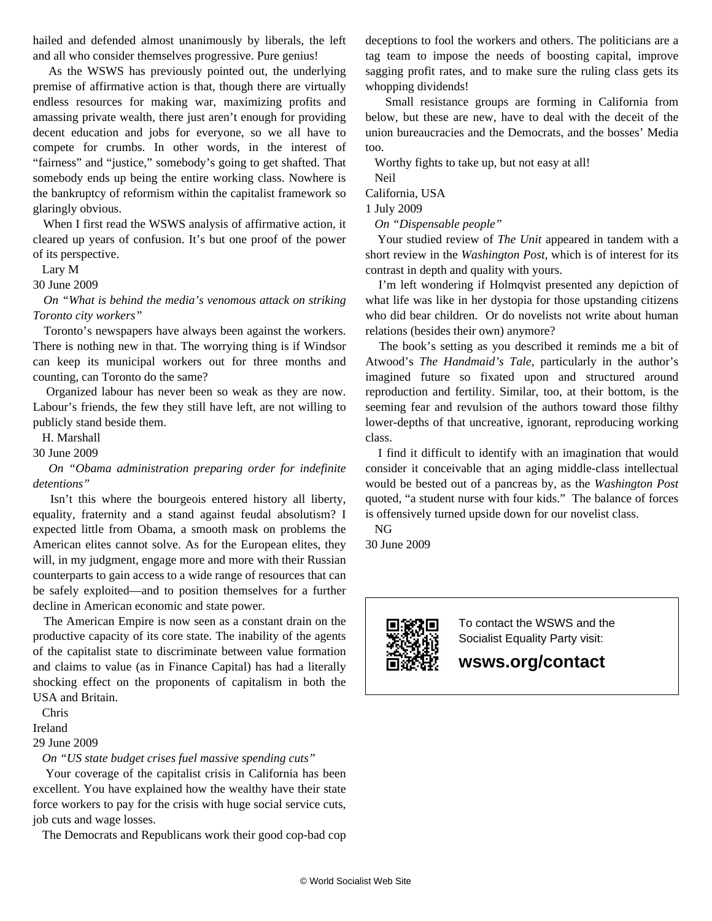hailed and defended almost unanimously by liberals, the left and all who consider themselves progressive. Pure genius!

As the WSWS has previously pointed out, the underlying premise of affirmative action is that, though there are virtually endless resources for making war, maximizing profits and amassing private wealth, there just aren't enough for providing decent education and jobs for everyone, so we all have to compete for crumbs. In other words, in the interest of "fairness" and "justice," somebody's going to get shafted. That somebody ends up being the entire working class. Nowhere is the bankruptcy of reformism within the capitalist framework so glaringly obvious.

When I first read the WSWS analysis of affirmative action, it cleared up years of confusion. It's but one proof of the power of its perspective.

Lary M

30 June 2009

*On "What is behind the media's venomous attack on striking Toronto city workers"*

Toronto's newspapers have always been against the workers. There is nothing new in that. The worrying thing is if Windsor can keep its municipal workers out for three months and counting, can Toronto do the same?

Organized labour has never been so weak as they are now. Labour's friends, the few they still have left, are not willing to publicly stand beside them.

H. Marshall

30 June 2009

*On "Obama administration preparing order for indefinite detentions"*

Isn't this where the bourgeois entered history all liberty, equality, fraternity and a stand against feudal absolutism? I expected little from Obama, a smooth mask on problems the American elites cannot solve. As for the European elites, they will, in my judgment, engage more and more with their Russian counterparts to gain access to a wide range of resources that can be safely exploited—and to position themselves for a further decline in American economic and state power.

The American Empire is now seen as a constant drain on the productive capacity of its core state. The inability of the agents of the capitalist state to discriminate between value formation and claims to value (as in Finance Capital) has had a literally shocking effect on the proponents of capitalism in both the USA and Britain.

Chris

Ireland

29 June 2009

*On "US state budget crises fuel massive spending cuts"*

Your coverage of the capitalist crisis in California has been excellent. You have explained how the wealthy have their state force workers to pay for the crisis with huge social service cuts, job cuts and wage losses.

The Democrats and Republicans work their good cop-bad cop deceptions to fool the workers and others. The politicians are a tag team to impose the needs of boosting capital, improve sagging profit rates, and to make sure the ruling class gets its whopping dividends!

Small resistance groups are forming in California from below, but these are new, have to deal with the deceit of the union bureaucracies and the Democrats, and the bosses' Media too.

Worthy fights to take up, but not easy at all!

Neil

California, USA

1 July 2009

*On "Dispensable people"*

Your studied review of *The Unit* appeared in tandem with a short review in the *Washington Post*, which is of interest for its contrast in depth and quality with yours.

I'm left wondering if Holmqvist presented any depiction of what life was like in her dystopia for those upstanding citizens who did bear children. Or do novelists not write about human relations (besides their own) anymore?

The book's setting as you described it reminds me a bit of Atwood's *The Handmaid's Tale*, particularly in the author's imagined future so fixated upon and structured around reproduction and fertility. Similar, too, at their bottom, is the seeming fear and revulsion of the authors toward those filthy lower-depths of that uncreative, ignorant, reproducing working class.

I find it difficult to identify with an imagination that would consider it conceivable that an aging middle-class intellectual would be bested out of a pancreas by, as the *Washington Post* quoted, "a student nurse with four kids." The balance of forces is offensively turned upside down for our novelist class.

NG

30 June 2009

To contact the WSWS and the Socialist Equality Party visit:

**wsws.org/contact**